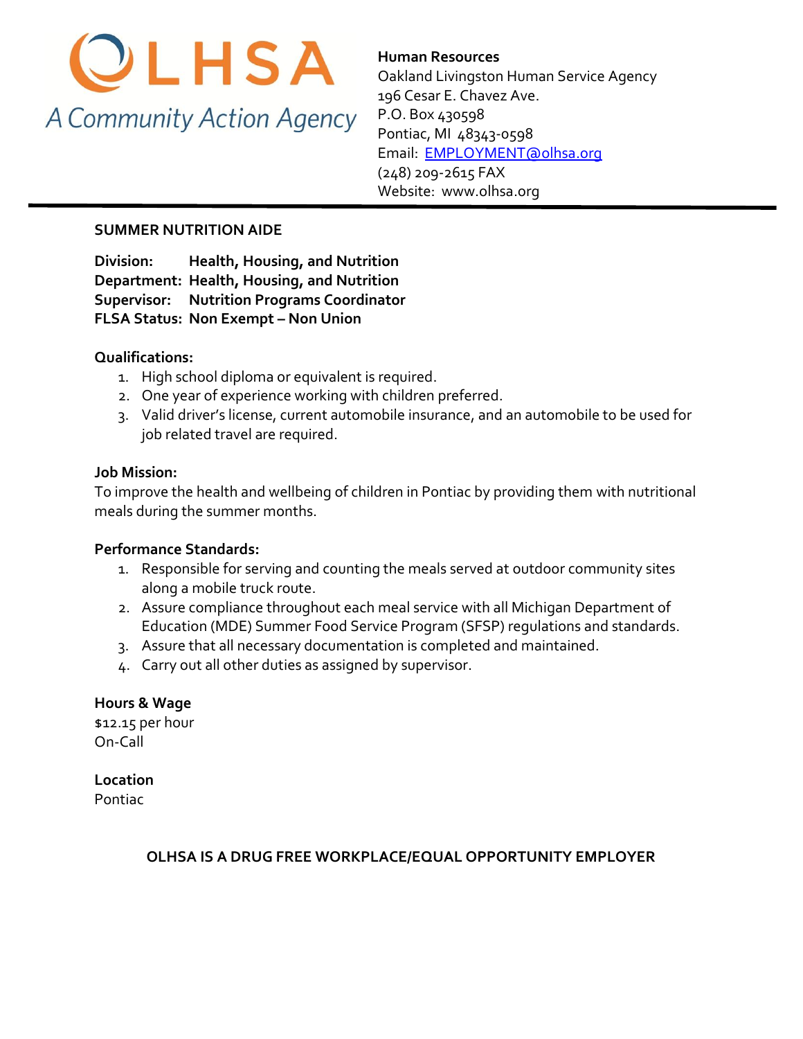OLHSA

*A Community Action Agency*

**Human Resources**
Oakland Livingston Human Service Agency
196 Cesar E. Chavez Ave.
P.O. Box 430598
Pontiac, MI 48343-0598
Email: EMPLOYMENT@olhsa.org
(248) 209-2615 FAX
Website: www.olhsa.org

---

## SUMMER NUTRITION AIDE

**Division:** **Health, Housing, and Nutrition**
**Department:** **Health, Housing, and Nutrition**
**Supervisor:** **Nutrition Programs Coordinator**
**FLSA Status:** **Non Exempt – Non Union**

**Qualifications:**

1. High school diploma or equivalent is required.
2. One year of experience working with children preferred.
3. Valid driver's license, current automobile insurance, and an automobile to be used for job related travel are required.

**Job Mission:**
To improve the health and wellbeing of children in Pontiac by providing them with nutritional meals during the summer months.

**Performance Standards:**

1. Responsible for serving and counting the meals served at outdoor community sites along a mobile truck route.
2. Assure compliance throughout each meal service with all Michigan Department of Education (MDE) Summer Food Service Program (SFSP) regulations and standards.
3. Assure that all necessary documentation is completed and maintained.
4. Carry out all other duties as assigned by supervisor.

**Hours & Wage**
$12.15 per hour
On-Call

**Location**
Pontiac

**OLHSA IS A DRUG FREE WORKPLACE/EQUAL OPPORTUNITY EMPLOYER**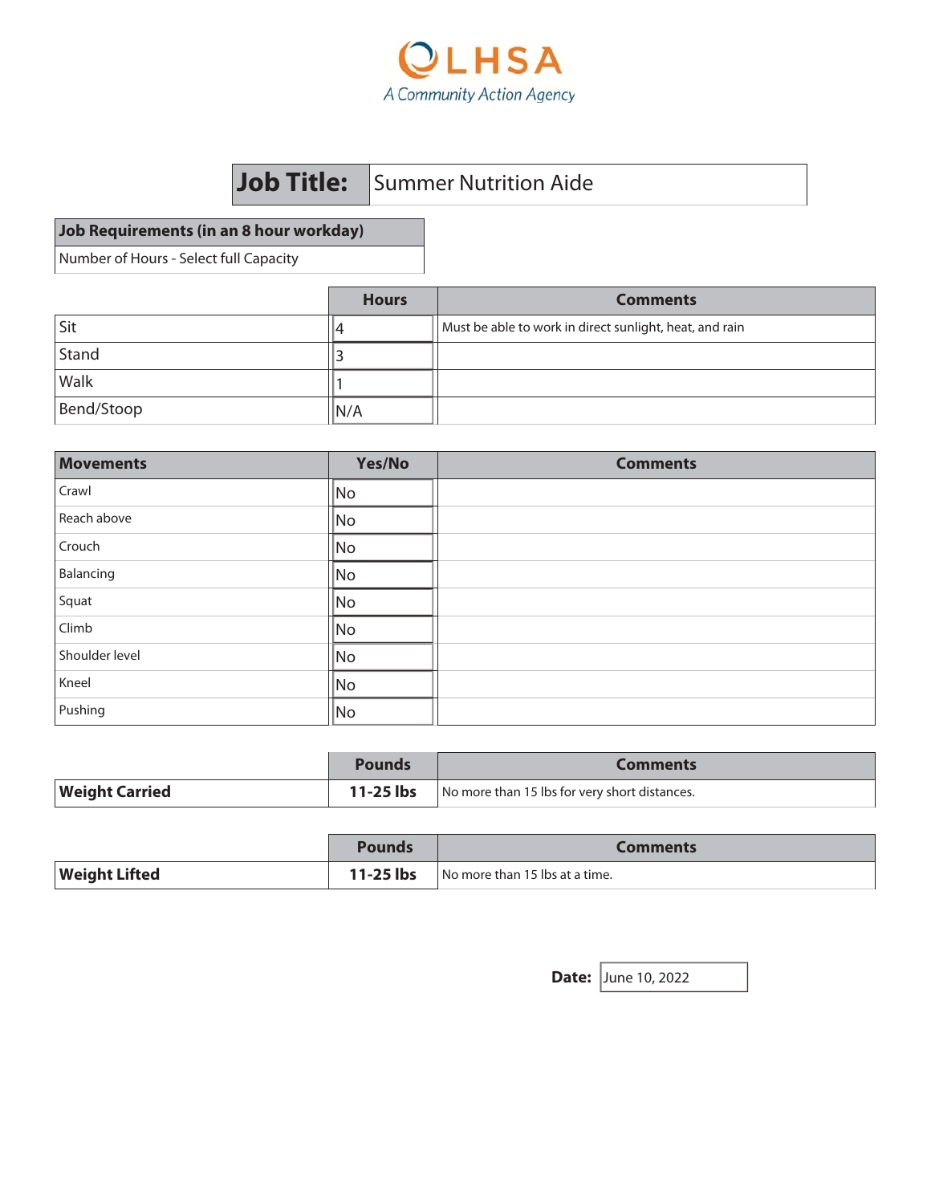LHSA

A Community Action Agency

| **Job Title:** | Summer Nutrition Aide |
|---|---|

| **Job Requirements (in an 8 hour workday)** |
|---|
| Number of Hours - Select full Capacity |

| | Hours | Comments |
|---|---|---|
| Sit | 4 | Must be able to work in direct sunlight, heat, and rain |
| Stand | 3 | |
| Walk | 1 | |
| Bend/Stoop | N/A | |

| Movements | Yes/No | Comments |
|---|---|---|
| Crawl | No | |
| Reach above | No | |
| Crouch | No | |
| Balancing | No | |
| Squat | No | |
| Climb | No | |
| Shoulder level | No | |
| Kneel | No | |
| Pushing | No | |

| | Pounds | Comments |
|---|---|---|
| **Weight Carried** | **11-25 lbs** | No more than 15 lbs for very short distances. |

| | Pounds | Comments |
|---|---|---|
| **Weight Lifted** | **11-25 lbs** | No more than 15 lbs at a time. |

**Date:** June 10, 2022